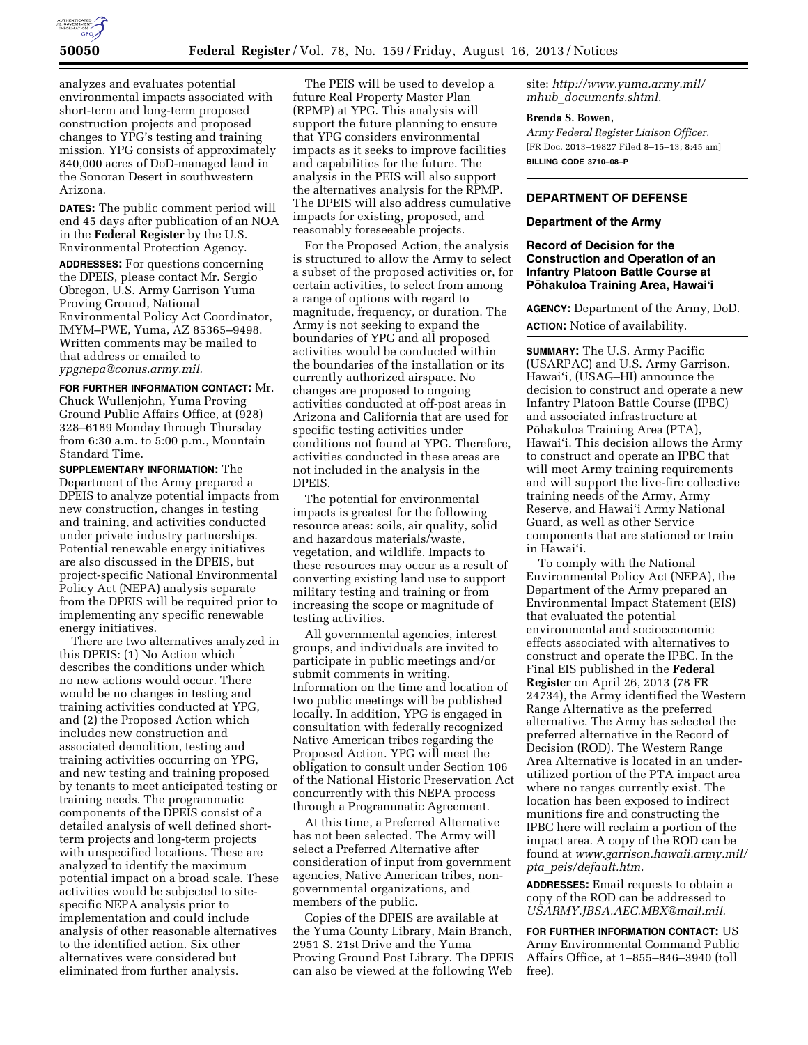analyzes and evaluates potential environmental impacts associated with short-term and long-term proposed construction projects and proposed changes to YPG's testing and training mission. YPG consists of approximately 840,000 acres of DoD-managed land in the Sonoran Desert in southwestern Arizona.

**DATES:** The public comment period will end 45 days after publication of an NOA in the **Federal Register** by the U.S. Environmental Protection Agency.

**ADDRESSES:** For questions concerning the DPEIS, please contact Mr. Sergio Obregon, U.S. Army Garrison Yuma Proving Ground, National Environmental Policy Act Coordinator, IMYM–PWE, Yuma, AZ 85365–9498. Written comments may be mailed to that address or emailed to *ypgnepa@conus.army.mil.*

**FOR FURTHER INFORMATION CONTACT:** Mr. Chuck Wullenjohn, Yuma Proving Ground Public Affairs Office, at (928) 328–6189 Monday through Thursday from 6:30 a.m. to 5:00 p.m., Mountain Standard Time.

**SUPPLEMENTARY INFORMATION:** The Department of the Army prepared a DPEIS to analyze potential impacts from new construction, changes in testing and training, and activities conducted under private industry partnerships. Potential renewable energy initiatives are also discussed in the DPEIS, but project-specific National Environmental Policy Act (NEPA) analysis separate from the DPEIS will be required prior to implementing any specific renewable energy initiatives.

There are two alternatives analyzed in this DPEIS: (1) No Action which describes the conditions under which no new actions would occur. There would be no changes in testing and training activities conducted at YPG, and (2) the Proposed Action which includes new construction and associated demolition, testing and training activities occurring on YPG, and new testing and training proposed by tenants to meet anticipated testing or training needs. The programmatic components of the DPEIS consist of a detailed analysis of well defined short-term projects and long-term projects with unspecified locations. These are analyzed to identify the maximum potential impact on a broad scale. These activities would be subjected to site-specific NEPA analysis prior to implementation and could include analysis of other reasonable alternatives to the identified action. Six other alternatives were considered but eliminated from further analysis.

The PEIS will be used to develop a future Real Property Master Plan (RPMP) at YPG. This analysis will support the future planning to ensure that YPG considers environmental impacts as it seeks to improve facilities and capabilities for the future. The analysis in the PEIS will also support the alternatives analysis for the RPMP. The DPEIS will also address cumulative impacts for existing, proposed, and reasonably foreseeable projects.

For the Proposed Action, the analysis is structured to allow the Army to select a subset of the proposed activities or, for certain activities, to select from among a range of options with regard to magnitude, frequency, or duration. The Army is not seeking to expand the boundaries of YPG and all proposed activities would be conducted within the boundaries of the installation or its currently authorized airspace. No changes are proposed to ongoing activities conducted at off-post areas in Arizona and California that are used for specific testing activities under conditions not found at YPG. Therefore, activities conducted in these areas are not included in the analysis in the DPEIS.

The potential for environmental impacts is greatest for the following resource areas: soils, air quality, solid and hazardous materials/waste, vegetation, and wildlife. Impacts to these resources may occur as a result of converting existing land use to support military testing and training or from increasing the scope or magnitude of testing activities.

All governmental agencies, interest groups, and individuals are invited to participate in public meetings and/or submit comments in writing. Information on the time and location of two public meetings will be published locally. In addition, YPG is engaged in consultation with federally recognized Native American tribes regarding the Proposed Action. YPG will meet the obligation to consult under Section 106 of the National Historic Preservation Act concurrently with this NEPA process through a Programmatic Agreement.

At this time, a Preferred Alternative has not been selected. The Army will select a Preferred Alternative after consideration of input from government agencies, Native American tribes, non-governmental organizations, and members of the public.

Copies of the DPEIS are available at the Yuma County Library, Main Branch, 2951 S. 21st Drive and the Yuma Proving Ground Post Library. The DPEIS can also be viewed at the following Web site: *http://www.yuma.army.mil/mhub_documents.shtml.*

**Brenda S. Bowen,**

*Army Federal Register Liaison Officer.*

[FR Doc. 2013–19827 Filed 8–15–13; 8:45 am]

**BILLING CODE 3710–08–P**

## DEPARTMENT OF DEFENSE

### Department of the Army

### Record of Decision for the Construction and Operation of an Infantry Platoon Battle Course at Pōhakuloa Training Area, Hawai'i

**AGENCY:** Department of the Army, DoD.

**ACTION:** Notice of availability.

**SUMMARY:** The U.S. Army Pacific (USARPAC) and U.S. Army Garrison, Hawai'i, (USAG–HI) announce the decision to construct and operate a new Infantry Platoon Battle Course (IPBC) and associated infrastructure at Pōhakuloa Training Area (PTA), Hawai'i. This decision allows the Army to construct and operate an IPBC that will meet Army training requirements and will support the live-fire collective training needs of the Army, Army Reserve, and Hawai'i Army National Guard, as well as other Service components that are stationed or train in Hawai'i.

To comply with the National Environmental Policy Act (NEPA), the Department of the Army prepared an Environmental Impact Statement (EIS) that evaluated the potential environmental and socioeconomic effects associated with alternatives to construct and operate the IPBC. In the Final EIS published in the **Federal Register** on April 26, 2013 (78 FR 24734), the Army identified the Western Range Alternative as the preferred alternative. The Army has selected the preferred alternative in the Record of Decision (ROD). The Western Range Area Alternative is located in an under-utilized portion of the PTA impact area where no ranges currently exist. The location has been exposed to indirect munitions fire and constructing the IPBC here will reclaim a portion of the impact area. A copy of the ROD can be found at *www.garrison.hawaii.army.mil/pta_peis/default.htm.*

**ADDRESSES:** Email requests to obtain a copy of the ROD can be addressed to *USARMY.JBSA.AEC.MBX@mail.mil.*

**FOR FURTHER INFORMATION CONTACT:** US Army Environmental Command Public Affairs Office, at 1–855–846–3940 (toll free).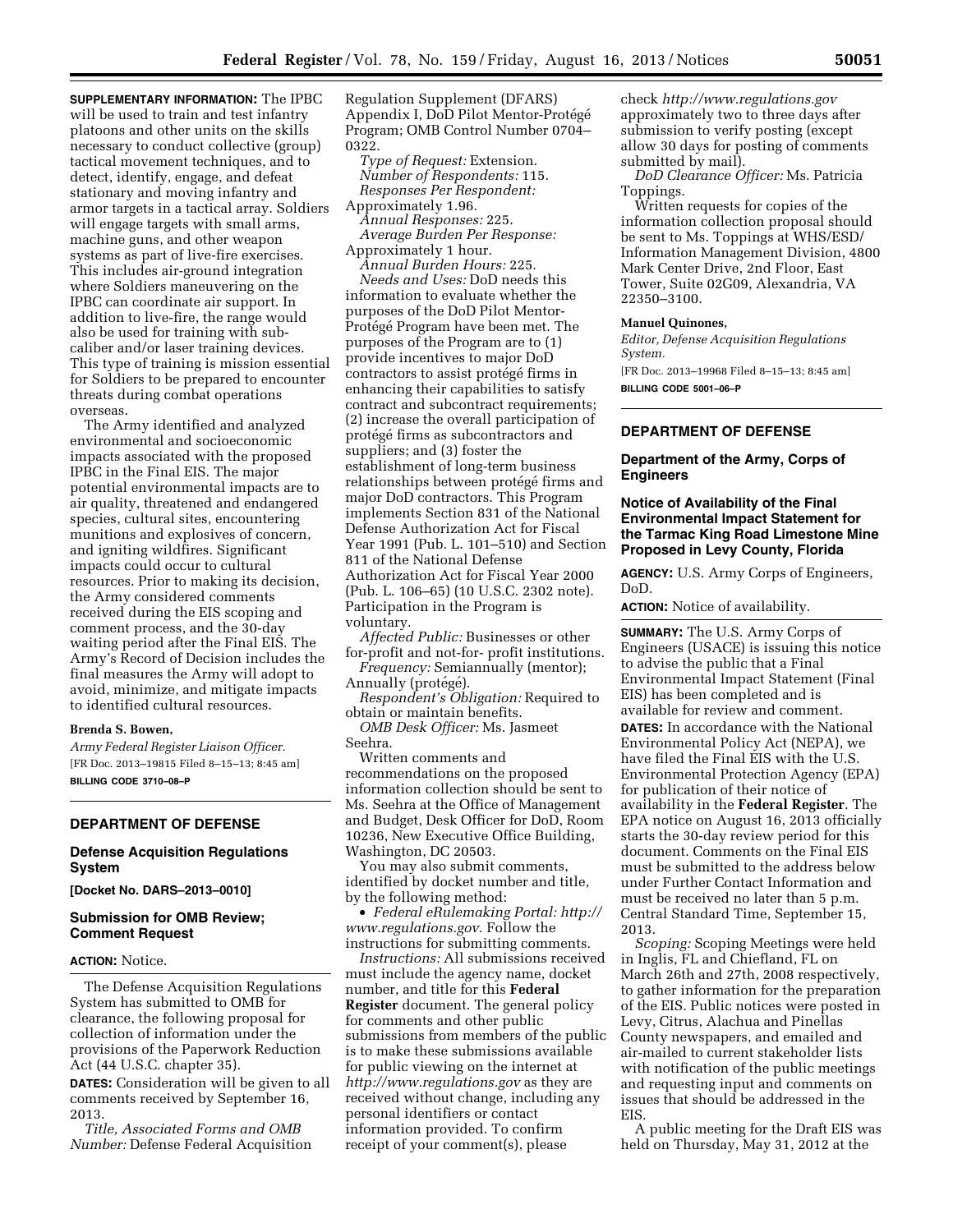**SUPPLEMENTARY INFORMATION:** The IPBC will be used to train and test infantry platoons and other units on the skills necessary to conduct collective (group) tactical movement techniques, and to detect, identify, engage, and defeat stationary and moving infantry and armor targets in a tactical array. Soldiers will engage targets with small arms, machine guns, and other weapon systems as part of live-fire exercises. This includes air-ground integration where Soldiers maneuvering on the IPBC can coordinate air support. In addition to live-fire, the range would also be used for training with sub-caliber and/or laser training devices. This type of training is mission essential for Soldiers to be prepared to encounter threats during combat operations overseas.

The Army identified and analyzed environmental and socioeconomic impacts associated with the proposed IPBC in the Final EIS. The major potential environmental impacts are to air quality, threatened and endangered species, cultural sites, encountering munitions and explosives of concern, and igniting wildfires. Significant impacts could occur to cultural resources. Prior to making its decision, the Army considered comments received during the EIS scoping and comment process, and the 30-day waiting period after the Final EIS. The Army's Record of Decision includes the final measures the Army will adopt to avoid, minimize, and mitigate impacts to identified cultural resources.

**Brenda S. Bowen,**

*Army Federal Register Liaison Officer.*

[FR Doc. 2013–19815 Filed 8–15–13; 8:45 am]

**BILLING CODE 3710–08–P**

---

## DEPARTMENT OF DEFENSE

### Defense Acquisition Regulations System

**[Docket No. DARS–2013–0010]**

### Submission for OMB Review; Comment Request

**ACTION:** Notice.

The Defense Acquisition Regulations System has submitted to OMB for clearance, the following proposal for collection of information under the provisions of the Paperwork Reduction Act (44 U.S.C. chapter 35).

**DATES:** Consideration will be given to all comments received by September 16, 2013.

*Title, Associated Forms and OMB Number:* Defense Federal Acquisition Regulation Supplement (DFARS) Appendix I, DoD Pilot Mentor-Protégé Program; OMB Control Number 0704–0322.

*Type of Request:* Extension.

*Number of Respondents:* 115.

*Responses Per Respondent:* Approximately 1.96.

*Annual Responses:* 225.

*Average Burden Per Response:* Approximately 1 hour.

*Annual Burden Hours:* 225.

*Needs and Uses:* DoD needs this information to evaluate whether the purposes of the DoD Pilot Mentor-Protégé Program have been met. The purposes of the Program are to (1) provide incentives to major DoD contractors to assist protégé firms in enhancing their capabilities to satisfy contract and subcontract requirements; (2) increase the overall participation of protégé firms as subcontractors and suppliers; and (3) foster the establishment of long-term business relationships between protégé firms and major DoD contractors. This Program implements Section 831 of the National Defense Authorization Act for Fiscal Year 1991 (Pub. L. 101–510) and Section 811 of the National Defense Authorization Act for Fiscal Year 2000 (Pub. L. 106–65) (10 U.S.C. 2302 note). Participation in the Program is voluntary.

*Affected Public:* Businesses or other for-profit and not-for- profit institutions.

*Frequency:* Semiannually (mentor); Annually (protégé).

*Respondent's Obligation:* Required to obtain or maintain benefits.

*OMB Desk Officer:* Ms. Jasmeet Seehra.

Written comments and recommendations on the proposed information collection should be sent to Ms. Seehra at the Office of Management and Budget, Desk Officer for DoD, Room 10236, New Executive Office Building, Washington, DC 20503.

You may also submit comments, identified by docket number and title, by the following method:

- *Federal eRulemaking Portal: http://www.regulations.gov.* Follow the instructions for submitting comments.

*Instructions:* All submissions received must include the agency name, docket number, and title for this **Federal Register** document. The general policy for comments and other public submissions from members of the public is to make these submissions available for public viewing on the internet at *http://www.regulations.gov* as they are received without change, including any personal identifiers or contact information provided. To confirm receipt of your comment(s), please check *http://www.regulations.gov* approximately two to three days after submission to verify posting (except allow 30 days for posting of comments submitted by mail).

*DoD Clearance Officer:* Ms. Patricia Toppings.

Written requests for copies of the information collection proposal should be sent to Ms. Toppings at WHS/ESD/Information Management Division, 4800 Mark Center Drive, 2nd Floor, East Tower, Suite 02G09, Alexandria, VA 22350–3100.

**Manuel Quinones,**

*Editor, Defense Acquisition Regulations System.*

[FR Doc. 2013–19968 Filed 8–15–13; 8:45 am]

**BILLING CODE 5001–06–P**

---

## DEPARTMENT OF DEFENSE

### Department of the Army, Corps of Engineers

### Notice of Availability of the Final Environmental Impact Statement for the Tarmac King Road Limestone Mine Proposed in Levy County, Florida

**AGENCY:** U.S. Army Corps of Engineers, DoD.

**ACTION:** Notice of availability.

**SUMMARY:** The U.S. Army Corps of Engineers (USACE) is issuing this notice to advise the public that a Final Environmental Impact Statement (Final EIS) has been completed and is available for review and comment.

**DATES:** In accordance with the National Environmental Policy Act (NEPA), we have filed the Final EIS with the U.S. Environmental Protection Agency (EPA) for publication of their notice of availability in the **Federal Register**. The EPA notice on August 16, 2013 officially starts the 30-day review period for this document. Comments on the Final EIS must be submitted to the address below under Further Contact Information and must be received no later than 5 p.m. Central Standard Time, September 15, 2013.

*Scoping:* Scoping Meetings were held in Inglis, FL and Chiefland, FL on March 26th and 27th, 2008 respectively, to gather information for the preparation of the EIS. Public notices were posted in Levy, Citrus, Alachua and Pinellas County newspapers, and emailed and air-mailed to current stakeholder lists with notification of the public meetings and requesting input and comments on issues that should be addressed in the EIS.

A public meeting for the Draft EIS was held on Thursday, May 31, 2012 at the